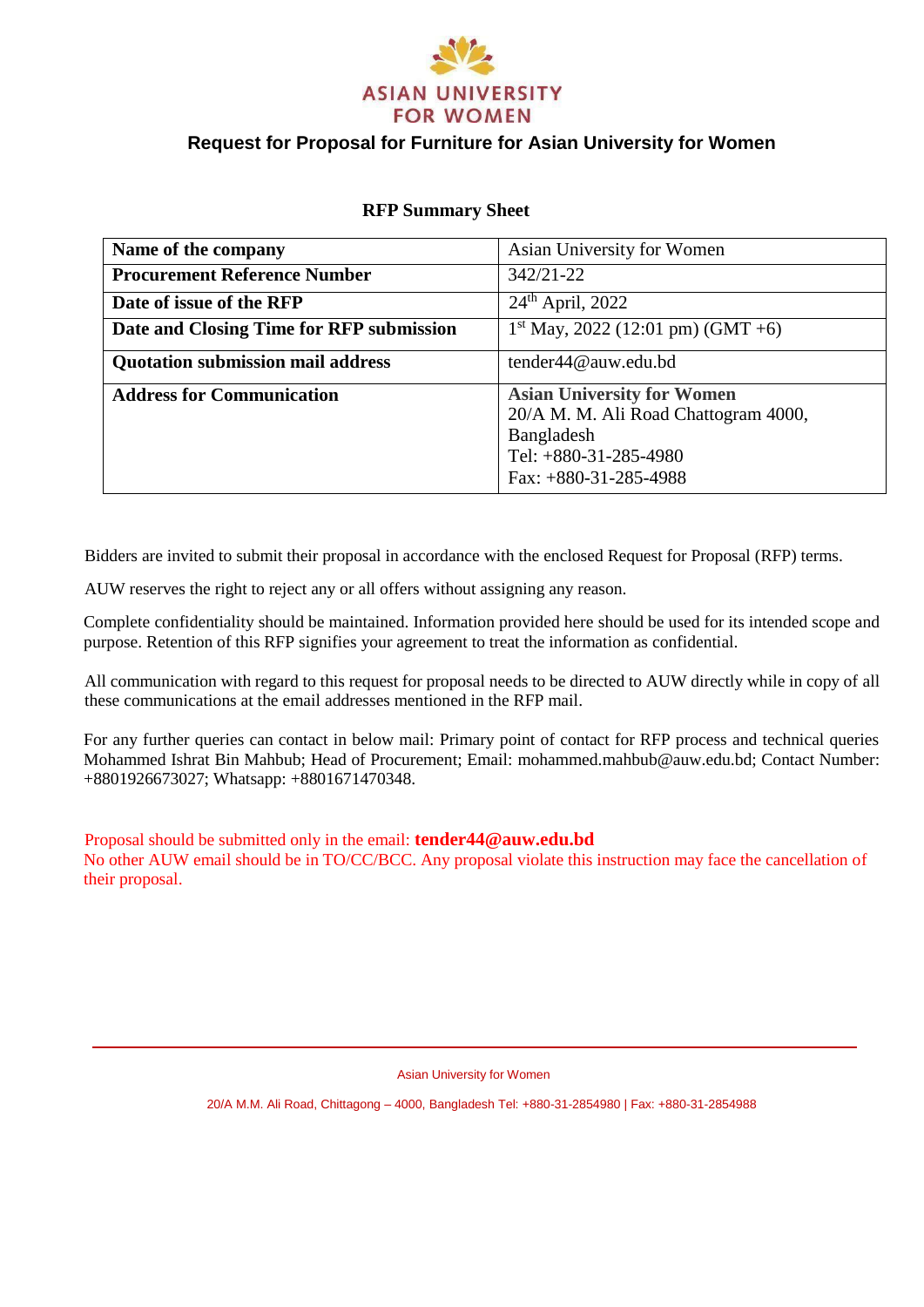# Request for Proposal for Furniture for Asian University for Women

## RFP Summary Sheet

| **Name of the company** | Asian University for Women |
|---|---|
| **Procurement Reference Number** | 342/21-22 |
| **Date of issue of the RFP** | 24th April, 2022 |
| **Date and Closing Time for RFP submission** | 1st May, 2022 (12:01 pm) (GMT +6) |
| **Quotation submission mail address** | tender44@auw.edu.bd |
| **Address for Communication** | **Asian University for Women**<br>20/A M. M. Ali Road Chattogram 4000, Bangladesh<br>Tel: +880-31-285-4980<br>Fax: +880-31-285-4988 |

Bidders are invited to submit their proposal in accordance with the enclosed Request for Proposal (RFP) terms.

AUW reserves the right to reject any or all offers without assigning any reason.

Complete confidentiality should be maintained. Information provided here should be used for its intended scope and purpose. Retention of this RFP signifies your agreement to treat the information as confidential.

All communication with regard to this request for proposal needs to be directed to AUW directly while in copy of all these communications at the email addresses mentioned in the RFP mail.

For any further queries can contact in below mail: Primary point of contact for RFP process and technical queries Mohammed Ishrat Bin Mahbub; Head of Procurement; Email: mohammed.mahbub@auw.edu.bd; Contact Number: +8801926673027; Whatsapp: +8801671470348.

Proposal should be submitted only in the email: **tender44@auw.edu.bd**
No other AUW email should be in TO/CC/BCC. Any proposal violate this instruction may face the cancellation of their proposal.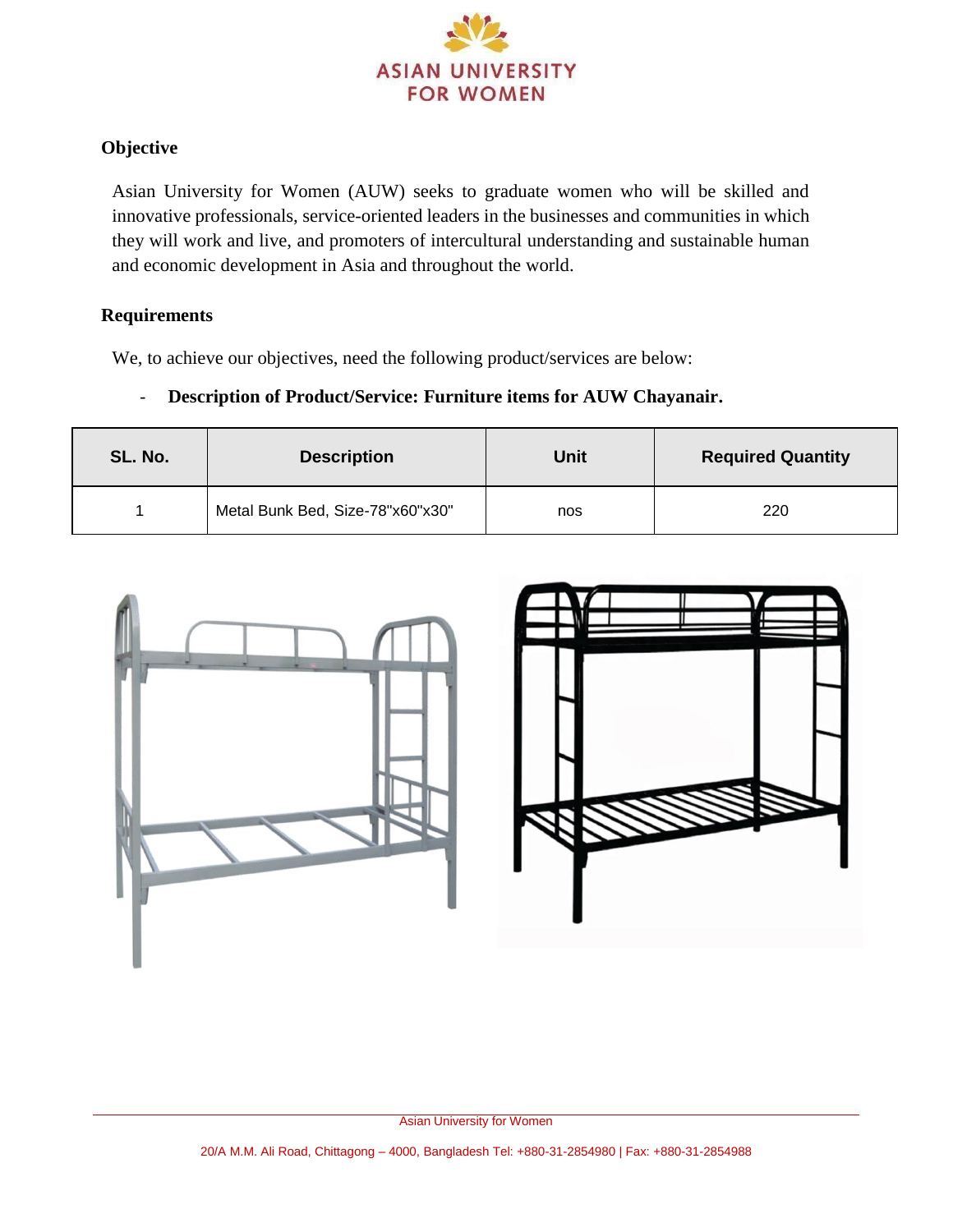## Objective

Asian University for Women (AUW) seeks to graduate women who will be skilled and innovative professionals, service-oriented leaders in the businesses and communities in which they will work and live, and promoters of intercultural understanding and sustainable human and economic development in Asia and throughout the world.

## Requirements

We, to achieve our objectives, need the following product/services are below:

- **Description of Product/Service: Furniture items for AUW Chayanair.**

| SL. No. | Description | Unit | Required Quantity |
|---|---|---|---|
| 1 | Metal Bunk Bed, Size-78"x60"x30" | nos | 220 |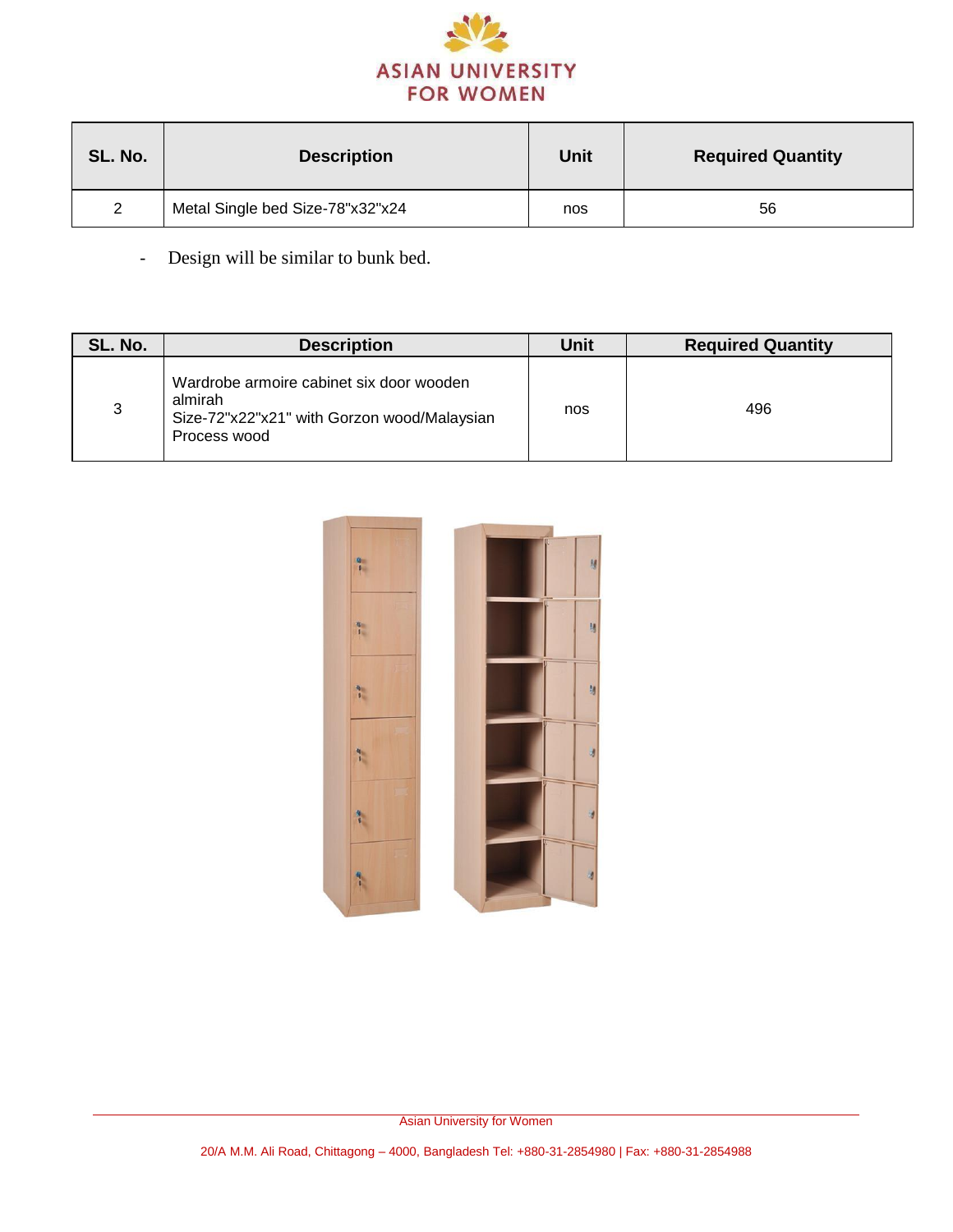| SL. No. | Description | Unit | Required Quantity |
|---|---|---|---|
| 2 | Metal Single bed Size-78"x32"x24 | nos | 56 |

- Design will be similar to bunk bed.

| SL. No. | Description | Unit | Required Quantity |
|---|---|---|---|
| 3 | Wardrobe armoire cabinet six door wooden almirah Size-72"x22"x21" with Gorzon wood/Malaysian Process wood | nos | 496 |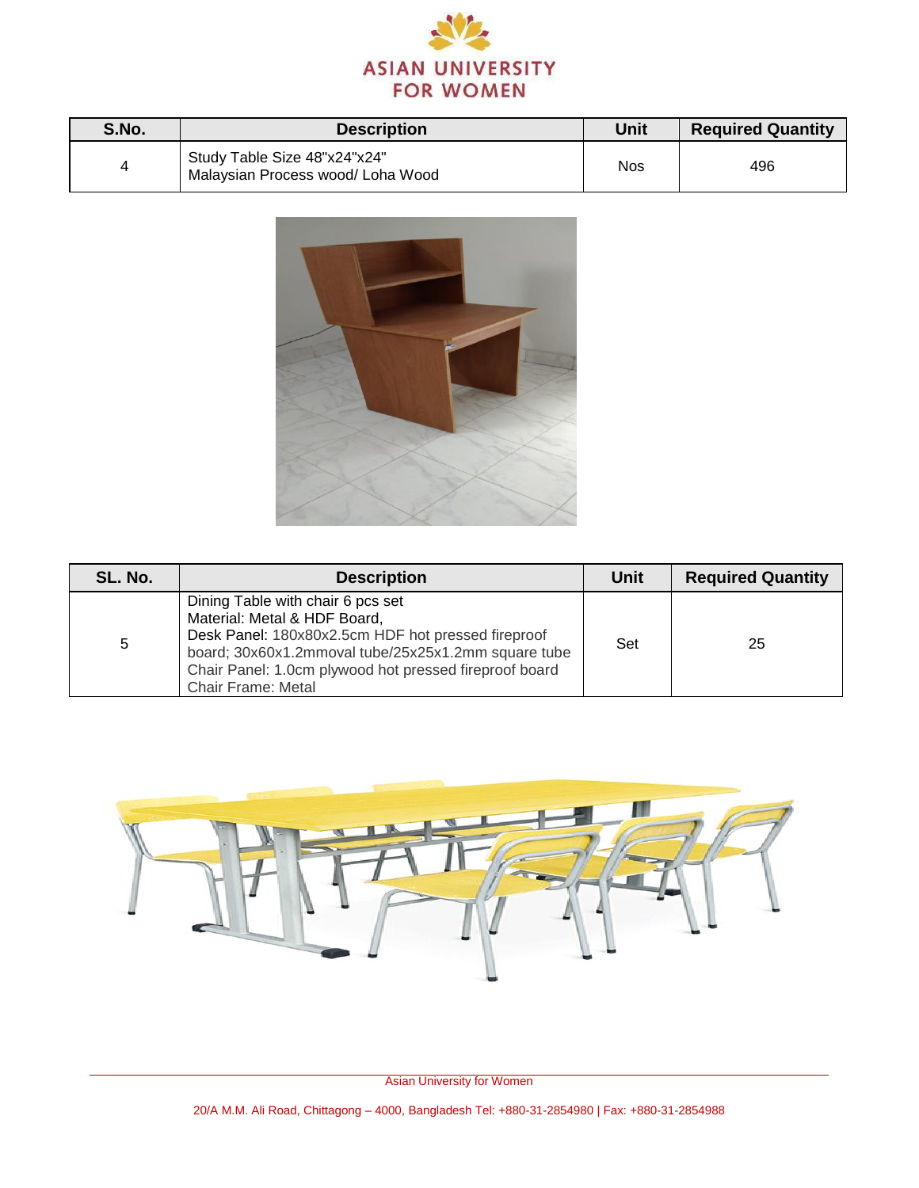| S.No. | Description | Unit | Required Quantity |
|---|---|---|---|
| 4 | Study Table Size 48"x24"x24"<br>Malaysian Process wood/ Loha Wood | Nos | 496 |

| SL. No. | Description | Unit | Required Quantity |
|---|---|---|---|
| 5 | Dining Table with chair 6 pcs set<br>Material: Metal & HDF Board,<br>Desk Panel: 180x80x2.5cm HDF hot pressed fireproof board; 30x60x1.2mmoval tube/25x25x1.2mm square tube<br>Chair Panel: 1.0cm plywood hot pressed fireproof board<br>Chair Frame: Metal | Set | 25 |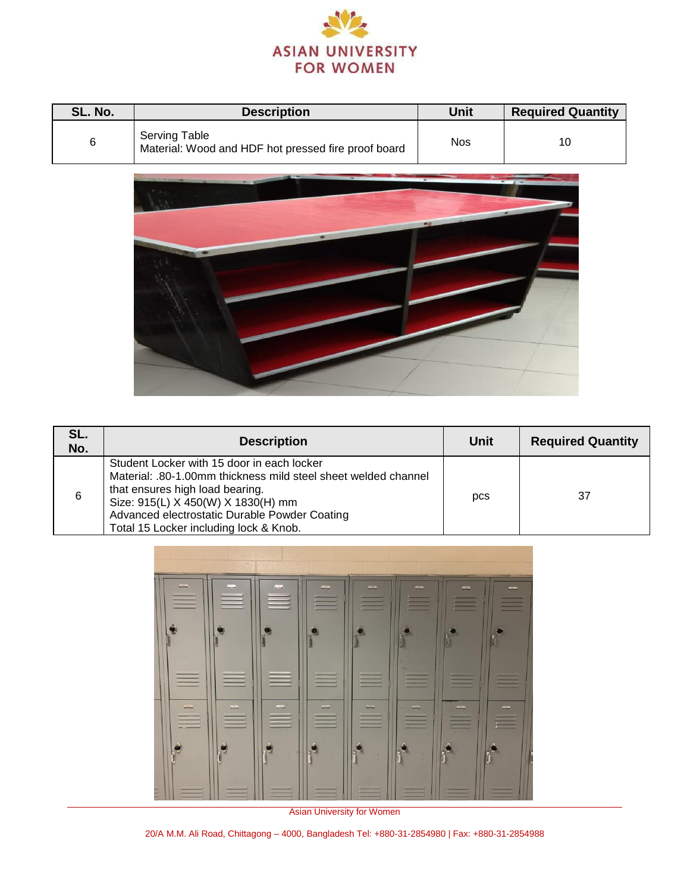| SL. No. | Description | Unit | Required Quantity |
|---|---|---|---|
| 6 | Serving Table<br>Material: Wood and HDF hot pressed fire proof board | Nos | 10 |

| SL. No. | Description | Unit | Required Quantity |
|---|---|---|---|
| 6 | Student Locker with 15 door in each locker<br>Material: .80-1.00mm thickness mild steel sheet welded channel that ensures high load bearing.<br>Size: 915(L) X 450(W) X 1830(H) mm<br>Advanced electrostatic Durable Powder Coating<br>Total 15 Locker including lock & Knob. | pcs | 37 |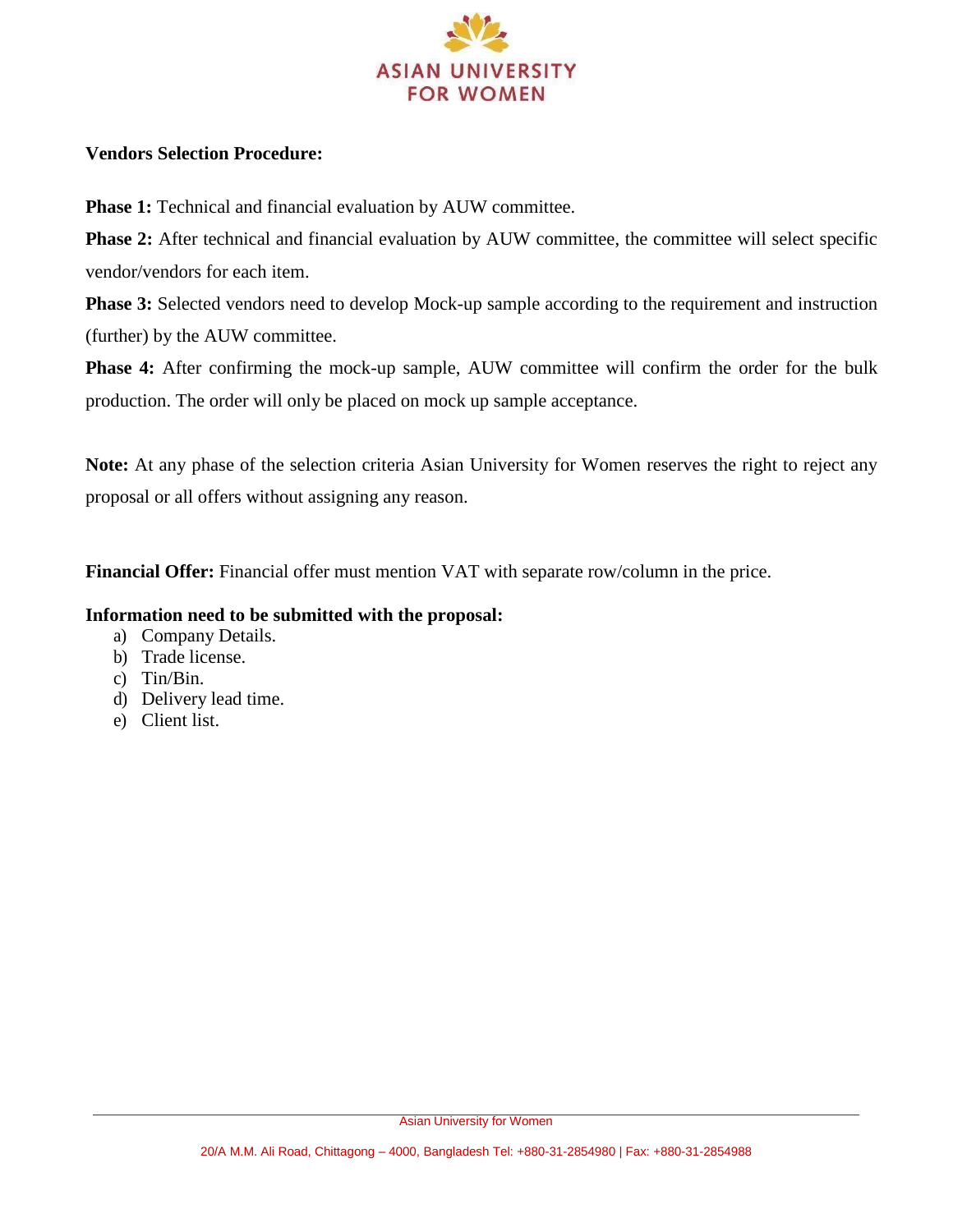**Vendors Selection Procedure:**

**Phase 1:** Technical and financial evaluation by AUW committee.

**Phase 2:** After technical and financial evaluation by AUW committee, the committee will select specific vendor/vendors for each item.

**Phase 3:** Selected vendors need to develop Mock-up sample according to the requirement and instruction (further) by the AUW committee.

**Phase 4:** After confirming the mock-up sample, AUW committee will confirm the order for the bulk production. The order will only be placed on mock up sample acceptance.

**Note:** At any phase of the selection criteria Asian University for Women reserves the right to reject any proposal or all offers without assigning any reason.

**Financial Offer:** Financial offer must mention VAT with separate row/column in the price.

**Information need to be submitted with the proposal:**

a) Company Details.
b) Trade license.
c) Tin/Bin.
d) Delivery lead time.
e) Client list.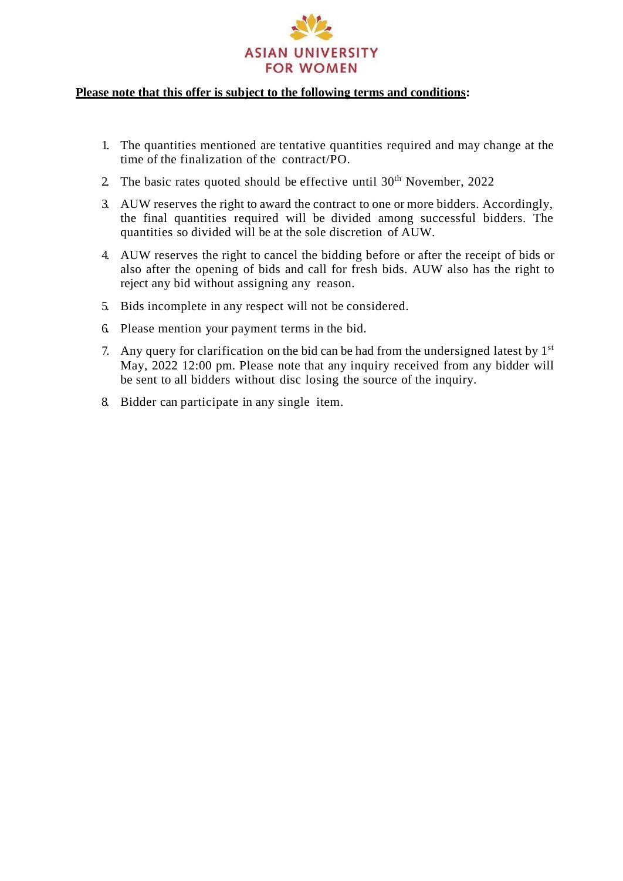ASIAN UNIVERSITY FOR WOMEN

**<u>Please note that this offer is subject to the following terms and conditions</u>:**

1. The quantities mentioned are tentative quantities required and may change at the time of the finalization of the contract/PO.
2. The basic rates quoted should be effective until 30th November, 2022
3. AUW reserves the right to award the contract to one or more bidders. Accordingly, the final quantities required will be divided among successful bidders. The quantities so divided will be at the sole discretion of AUW.
4. AUW reserves the right to cancel the bidding before or after the receipt of bids or also after the opening of bids and call for fresh bids. AUW also has the right to reject any bid without assigning any reason.
5. Bids incomplete in any respect will not be considered.
6. Please mention your payment terms in the bid.
7. Any query for clarification on the bid can be had from the undersigned latest by 1st May, 2022 12:00 pm. Please note that any inquiry received from any bidder will be sent to all bidders without disc losing the source of the inquiry.
8. Bidder can participate in any single item.